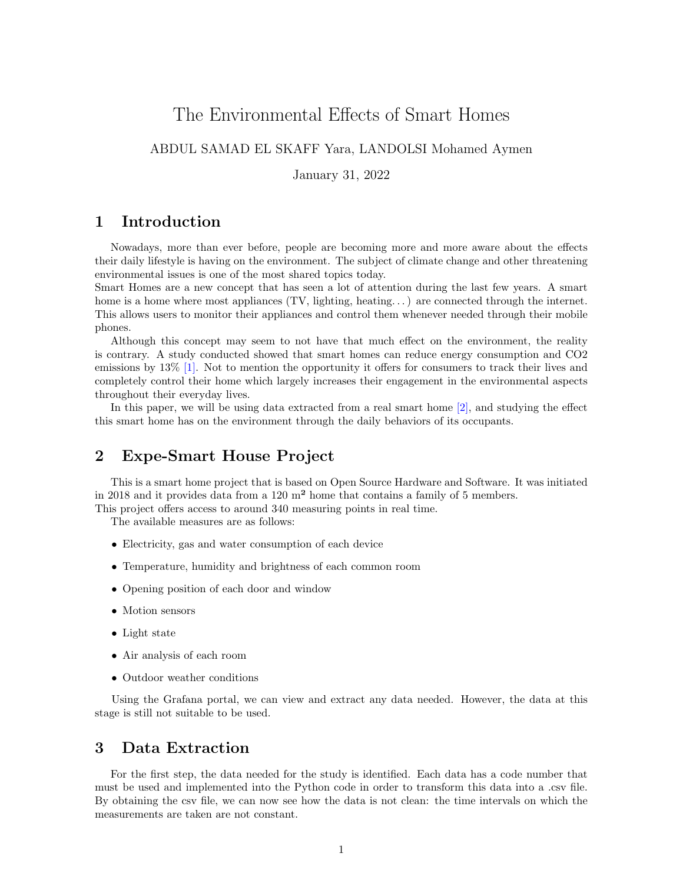# The Environmental Effects of Smart Homes

ABDUL SAMAD EL SKAFF Yara, LANDOLSI Mohamed Aymen

January 31, 2022

## 1 Introduction

Nowadays, more than ever before, people are becoming more and more aware about the effects their daily lifestyle is having on the environment. The subject of climate change and other threatening environmental issues is one of the most shared topics today.
Smart Homes are a new concept that has seen a lot of attention during the last few years. A smart home is a home where most appliances (TV, lighting, heating. . . ) are connected through the internet. This allows users to monitor their appliances and control them whenever needed through their mobile phones.

Although this concept may seem to not have that much effect on the environment, the reality is contrary. A study conducted showed that smart homes can reduce energy consumption and CO2 emissions by 13% [1]. Not to mention the opportunity it offers for consumers to track their lives and completely control their home which largely increases their engagement in the environmental aspects throughout their everyday lives.

In this paper, we will be using data extracted from a real smart home [2], and studying the effect this smart home has on the environment through the daily behaviors of its occupants.

## 2 Expe-Smart House Project

This is a smart home project that is based on Open Source Hardware and Software. It was initiated in 2018 and it provides data from a 120 m² home that contains a family of 5 members.
This project offers access to around 340 measuring points in real time.

The available measures are as follows:

- Electricity, gas and water consumption of each device
- Temperature, humidity and brightness of each common room
- Opening position of each door and window
- Motion sensors
- Light state
- Air analysis of each room
- Outdoor weather conditions

Using the Grafana portal, we can view and extract any data needed. However, the data at this stage is still not suitable to be used.

## 3 Data Extraction

For the first step, the data needed for the study is identified. Each data has a code number that must be used and implemented into the Python code in order to transform this data into a .csv file. By obtaining the csv file, we can now see how the data is not clean: the time intervals on which the measurements are taken are not constant.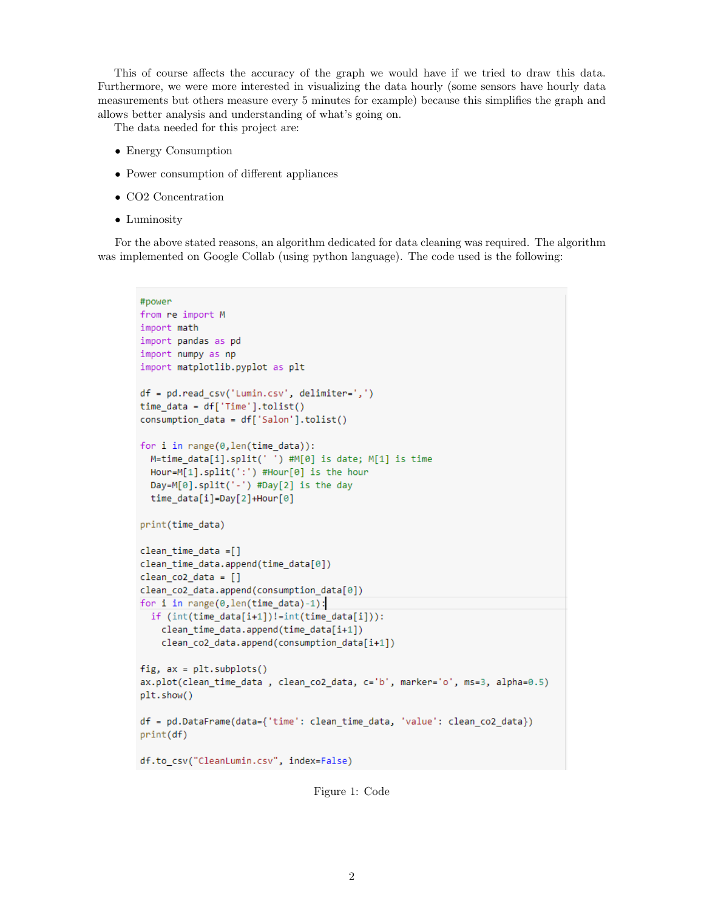This of course affects the accuracy of the graph we would have if we tried to draw this data. Furthermore, we were more interested in visualizing the data hourly (some sensors have hourly data measurements but others measure every 5 minutes for example) because this simplifies the graph and allows better analysis and understanding of what's going on.

The data needed for this project are:

- Energy Consumption
- Power consumption of different appliances
- CO2 Concentration
- Luminosity

For the above stated reasons, an algorithm dedicated for data cleaning was required. The algorithm was implemented on Google Collab (using python language). The code used is the following:

```python
#power
from re import M
import math
import pandas as pd
import numpy as np
import matplotlib.pyplot as plt

df = pd.read_csv('Lumin.csv', delimiter=',')
time_data = df['Time'].tolist()
consumption_data = df['Salon'].tolist()

for i in range(0,len(time_data)):
  M=time_data[i].split(' ') #M[0] is date; M[1] is time
  Hour=M[1].split(':') #Hour[0] is the hour
  Day=M[0].split('-') #Day[2] is the day
  time_data[i]=Day[2]+Hour[0]

print(time_data)

clean_time_data =[]
clean_time_data.append(time_data[0])
clean_co2_data = []
clean_co2_data.append(consumption_data[0])
for i in range(0,len(time_data)-1):
  if (int(time_data[i+1])!=int(time_data[i])):
    clean_time_data.append(time_data[i+1])
    clean_co2_data.append(consumption_data[i+1])

fig, ax = plt.subplots()
ax.plot(clean_time_data , clean_co2_data, c='b', marker='o', ms=3, alpha=0.5)
plt.show()

df = pd.DataFrame(data={'time': clean_time_data, 'value': clean_co2_data})
print(df)

df.to_csv("CleanLumin.csv", index=False)
```

Figure 1: Code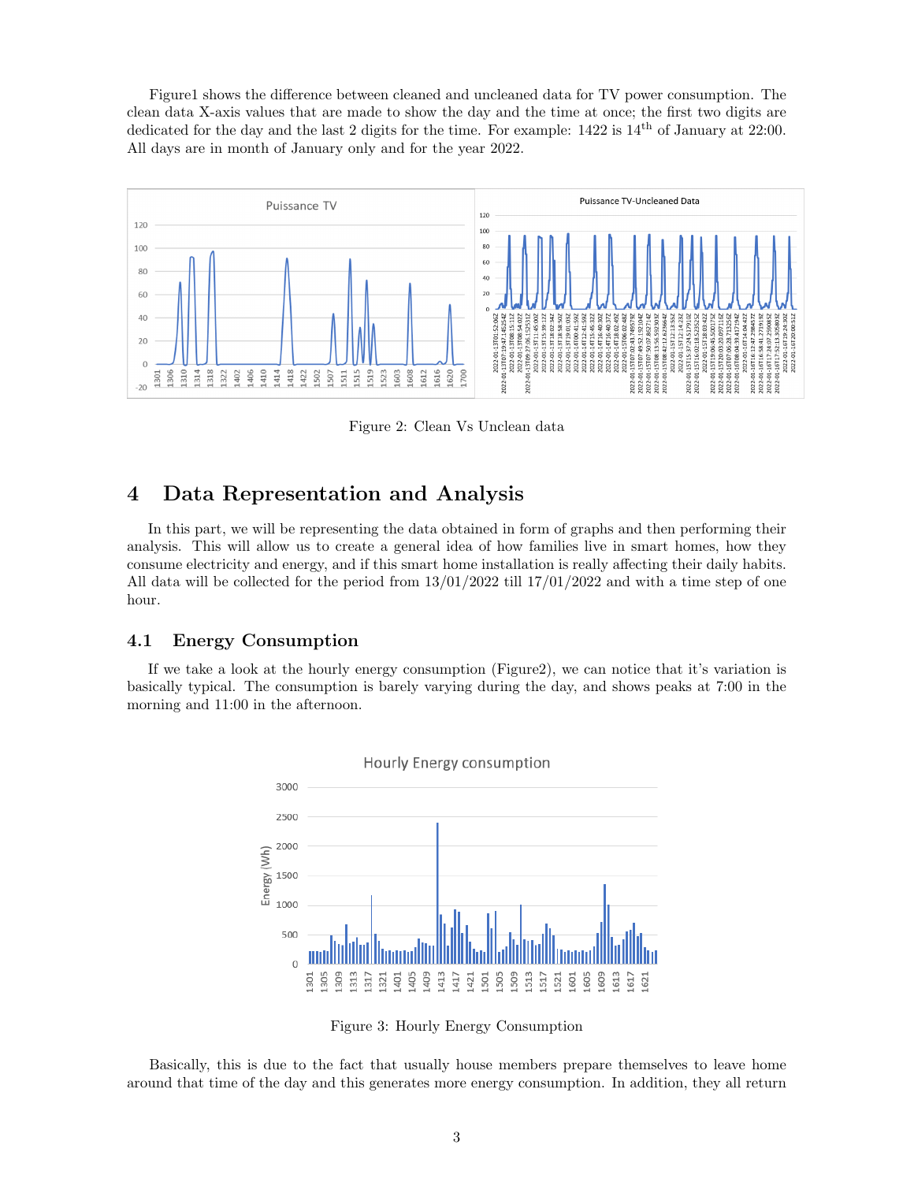Figure1 shows the difference between cleaned and uncleaned data for TV power consumption. The clean data X-axis values that are made to show the day and the time at once; the first two digits are dedicated for the day and the last 2 digits for the time. For example: 1422 is 14$^{th}$ of January at 22:00. All days are in month of January only and for the year 2022.

Figure 2: Clean Vs Unclean data

# 4 Data Representation and Analysis

In this part, we will be representing the data obtained in form of graphs and then performing their analysis. This will allow us to create a general idea of how families live in smart homes, how they consume electricity and energy, and if this smart home installation is really affecting their daily habits. All data will be collected for the period from 13/01/2022 till 17/01/2022 and with a time step of one hour.

## 4.1 Energy Consumption

If we take a look at the hourly energy consumption (Figure2), we can notice that it's variation is basically typical. The consumption is barely varying during the day, and shows peaks at 7:00 in the morning and 11:00 in the afternoon.

Figure 3: Hourly Energy Consumption

Basically, this is due to the fact that usually house members prepare themselves to leave home around that time of the day and this generates more energy consumption. In addition, they all return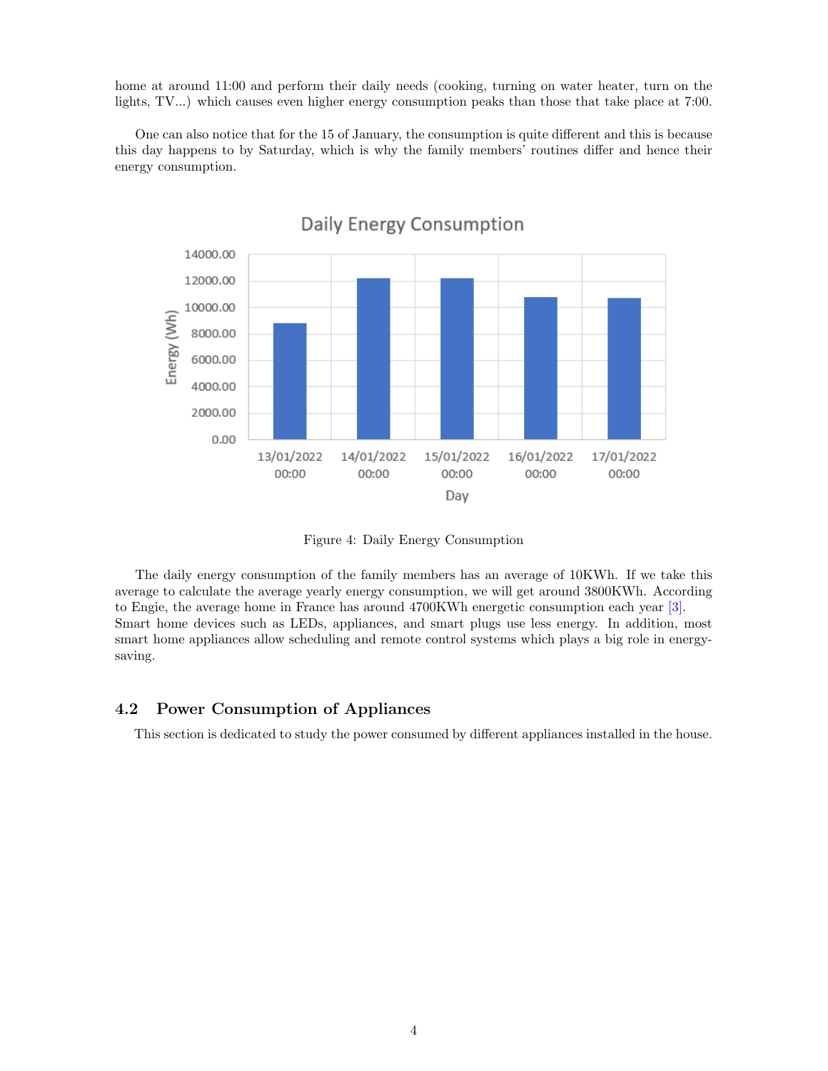home at around 11:00 and perform their daily needs (cooking, turning on water heater, turn on the lights, TV...) which causes even higher energy consumption peaks than those that take place at 7:00.

One can also notice that for the 15 of January, the consumption is quite different and this is because this day happens to by Saturday, which is why the family members' routines differ and hence their energy consumption.

Figure 4: Daily Energy Consumption

The daily energy consumption of the family members has an average of 10KWh. If we take this average to calculate the average yearly energy consumption, we will get around 3800KWh. According to Engie, the average home in France has around 4700KWh energetic consumption each year [3]. Smart home devices such as LEDs, appliances, and smart plugs use less energy. In addition, most smart home appliances allow scheduling and remote control systems which plays a big role in energy-saving.

## 4.2 Power Consumption of Appliances

This section is dedicated to study the power consumed by different appliances installed in the house.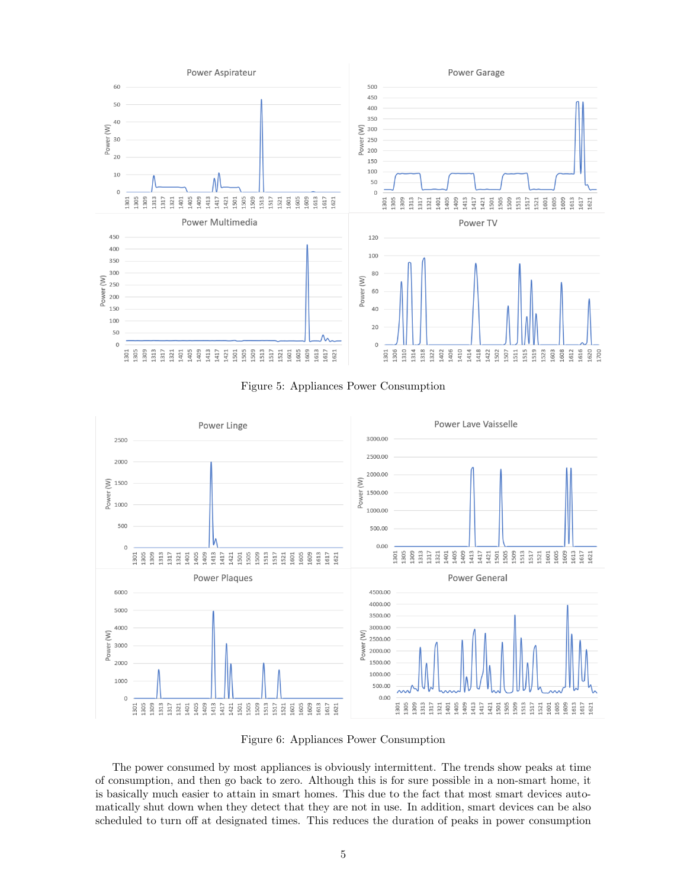Figure 5: Appliances Power Consumption

Figure 6: Appliances Power Consumption

The power consumed by most appliances is obviously intermittent. The trends show peaks at time of consumption, and then go back to zero. Although this is for sure possible in a non-smart home, it is basically much easier to attain in smart homes. This due to the fact that most smart devices automatically shut down when they detect that they are not in use. In addition, smart devices can be also scheduled to turn off at designated times. This reduces the duration of peaks in power consumption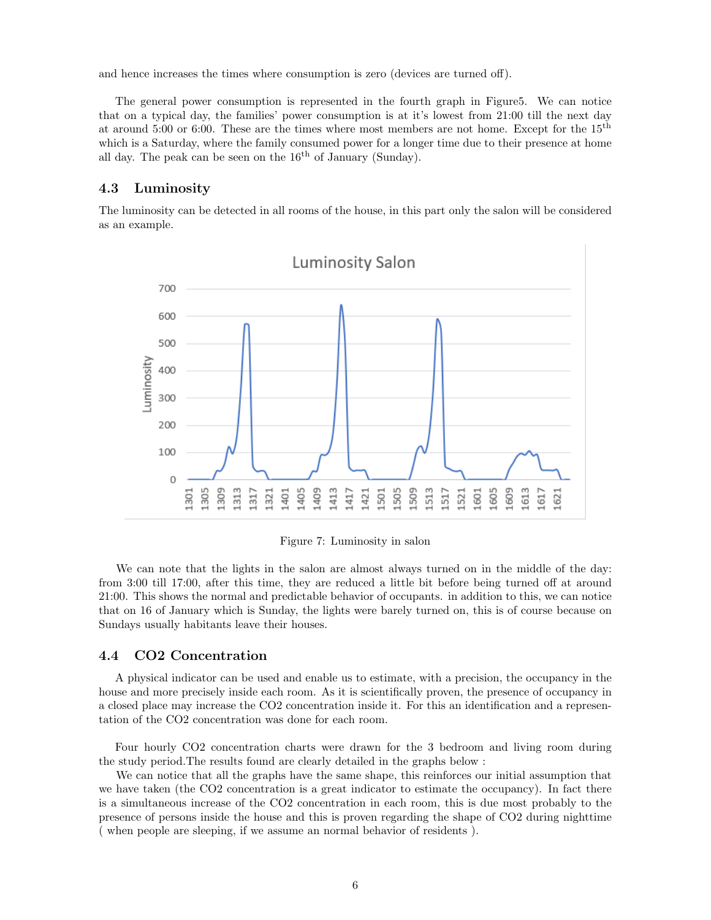and hence increases the times where consumption is zero (devices are turned off).

The general power consumption is represented in the fourth graph in Figure5. We can notice that on a typical day, the families' power consumption is at it's lowest from 21:00 till the next day at around 5:00 or 6:00. These are the times where most members are not home. Except for the 15$^{th}$ which is a Saturday, where the family consumed power for a longer time due to their presence at home all day. The peak can be seen on the 16$^{th}$ of January (Sunday).

### 4.3 Luminosity

The luminosity can be detected in all rooms of the house, in this part only the salon will be considered as an example.

Figure 7: Luminosity in salon

We can note that the lights in the salon are almost always turned on in the middle of the day: from 3:00 till 17:00, after this time, they are reduced a little bit before being turned off at around 21:00. This shows the normal and predictable behavior of occupants. in addition to this, we can notice that on 16 of January which is Sunday, the lights were barely turned on, this is of course because on Sundays usually habitants leave their houses.

### 4.4 CO2 Concentration

A physical indicator can be used and enable us to estimate, with a precision, the occupancy in the house and more precisely inside each room. As it is scientifically proven, the presence of occupancy in a closed place may increase the CO2 concentration inside it. For this an identification and a representation of the CO2 concentration was done for each room.

Four hourly CO2 concentration charts were drawn for the 3 bedroom and living room during the study period.The results found are clearly detailed in the graphs below :

We can notice that all the graphs have the same shape, this reinforces our initial assumption that we have taken (the CO2 concentration is a great indicator to estimate the occupancy). In fact there is a simultaneous increase of the CO2 concentration in each room, this is due most probably to the presence of persons inside the house and this is proven regarding the shape of CO2 during nighttime ( when people are sleeping, if we assume an normal behavior of residents ).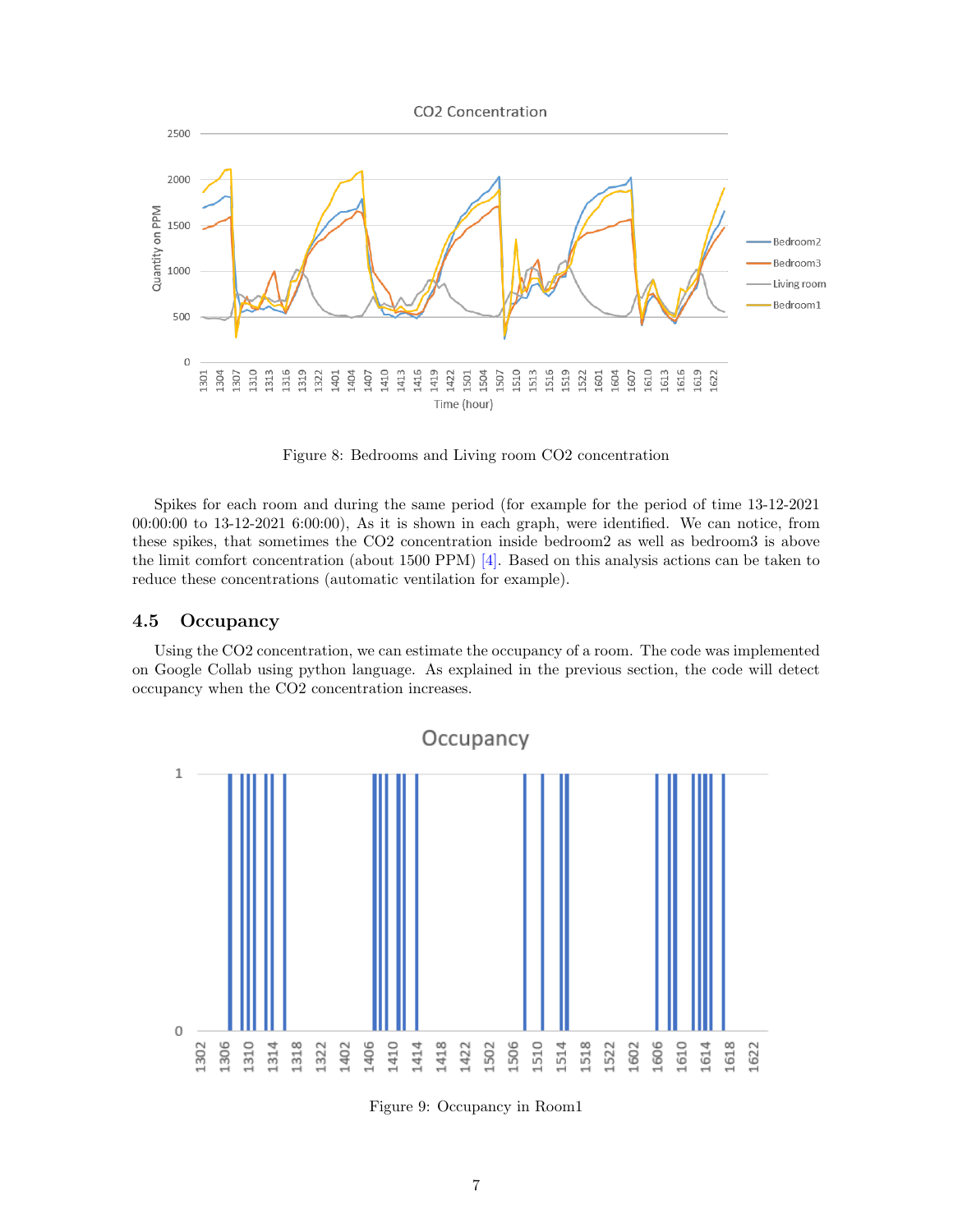Figure 8: Bedrooms and Living room CO2 concentration

Spikes for each room and during the same period (for example for the period of time 13-12-2021 00:00:00 to 13-12-2021 6:00:00), As it is shown in each graph, were identified. We can notice, from these spikes, that sometimes the CO2 concentration inside bedroom2 as well as bedroom3 is above the limit comfort concentration (about 1500 PPM) [4]. Based on this analysis actions can be taken to reduce these concentrations (automatic ventilation for example).

### 4.5 Occupancy

Using the CO2 concentration, we can estimate the occupancy of a room. The code was implemented on Google Collab using python language. As explained in the previous section, the code will detect occupancy when the CO2 concentration increases.

Figure 9: Occupancy in Room1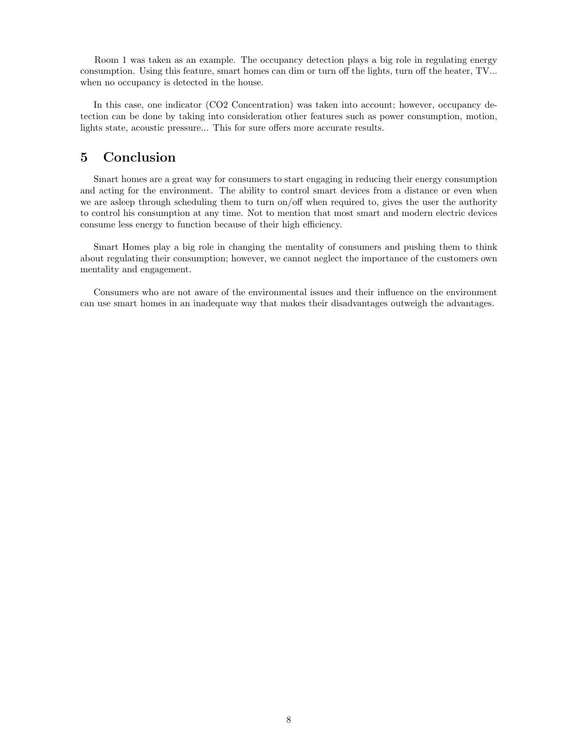Room 1 was taken as an example. The occupancy detection plays a big role in regulating energy consumption. Using this feature, smart homes can dim or turn off the lights, turn off the heater, TV... when no occupancy is detected in the house.

In this case, one indicator (CO2 Concentration) was taken into account; however, occupancy detection can be done by taking into consideration other features such as power consumption, motion, lights state, acoustic pressure... This for sure offers more accurate results.

## 5 Conclusion

Smart homes are a great way for consumers to start engaging in reducing their energy consumption and acting for the environment. The ability to control smart devices from a distance or even when we are asleep through scheduling them to turn on/off when required to, gives the user the authority to control his consumption at any time. Not to mention that most smart and modern electric devices consume less energy to function because of their high efficiency.

Smart Homes play a big role in changing the mentality of consumers and pushing them to think about regulating their consumption; however, we cannot neglect the importance of the customers own mentality and engagement.

Consumers who are not aware of the environmental issues and their influence on the environment can use smart homes in an inadequate way that makes their disadvantages outweigh the advantages.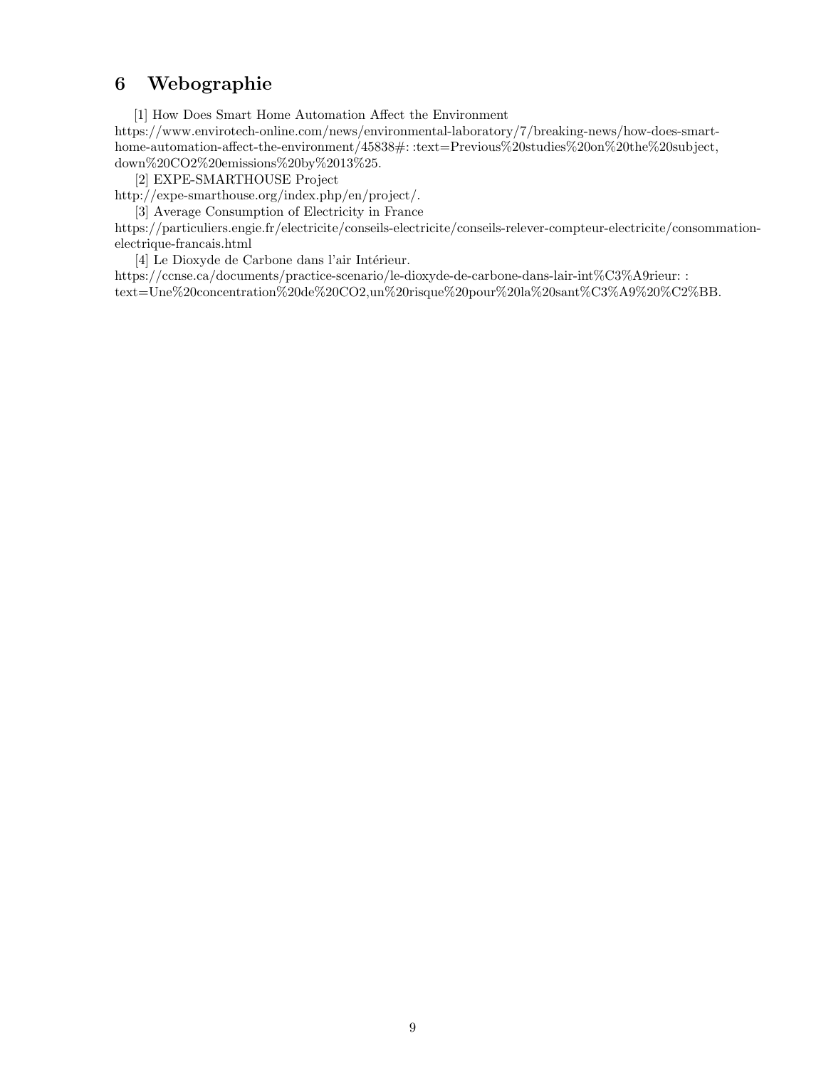# 6 Webographie

[1] How Does Smart Home Automation Affect the Environment
https://www.envirotech-online.com/news/environmental-laboratory/7/breaking-news/how-does-smart-home-automation-affect-the-environment/45838#: :text=Previous%20studies%20on%20the%20subject, down%20CO2%20emissions%20by%2013%25.

[2] EXPE-SMARTHOUSE Project
http://expe-smarthouse.org/index.php/en/project/.

[3] Average Consumption of Electricity in France
https://particuliers.engie.fr/electricite/conseils-electricite/conseils-relever-compteur-electricite/consommation-electrique-francais.html

[4] Le Dioxyde de Carbone dans l'air Intérieur.
https://ccnse.ca/documents/practice-scenario/le-dioxyde-de-carbone-dans-lair-int%C3%A9rieur: : text=Une%20concentration%20de%20CO2,un%20risque%20pour%20la%20sant%C3%A9%20%C2%BB.